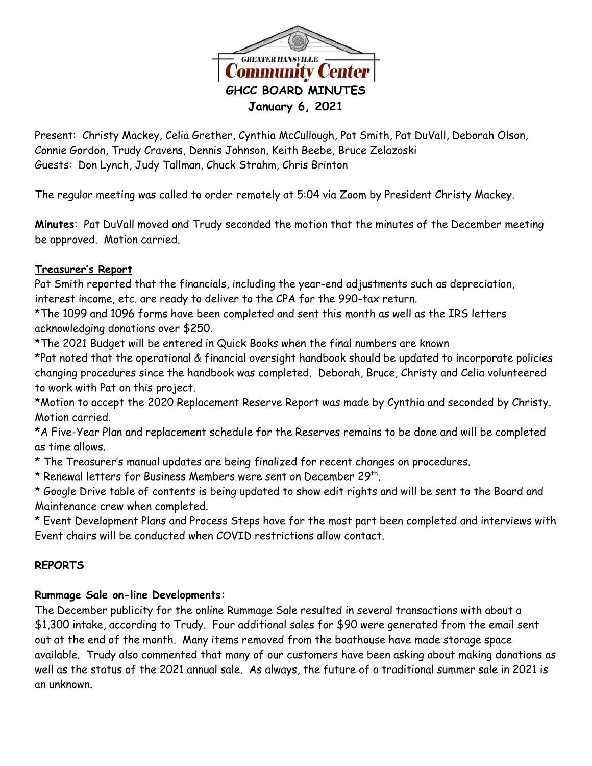GREATER HANSVILLE
Community Center

# GHCC BOARD MINUTES

**January 6, 2021**

Present: Christy Mackey, Celia Grether, Cynthia McCullough, Pat Smith, Pat DuVall, Deborah Olson, Connie Gordon, Trudy Cravens, Dennis Johnson, Keith Beebe, Bruce Zelazoski
Guests: Don Lynch, Judy Tallman, Chuck Strahm, Chris Brinton

The regular meeting was called to order remotely at 5:04 via Zoom by President Christy Mackey.

**Minutes**: Pat DuVall moved and Trudy seconded the motion that the minutes of the December meeting be approved. Motion carried.

**Treasurer's Report**

Pat Smith reported that the financials, including the year-end adjustments such as depreciation, interest income, etc. are ready to deliver to the CPA for the 990-tax return.

*The 1099 and 1096 forms have been completed and sent this month as well as the IRS letters acknowledging donations over $250.

*The 2021 Budget will be entered in Quick Books when the final numbers are known

*Pat noted that the operational & financial oversight handbook should be updated to incorporate policies changing procedures since the handbook was completed. Deborah, Bruce, Christy and Celia volunteered to work with Pat on this project.

*Motion to accept the 2020 Replacement Reserve Report was made by Cynthia and seconded by Christy. Motion carried.

*A Five-Year Plan and replacement schedule for the Reserves remains to be done and will be completed as time allows.

* The Treasurer's manual updates are being finalized for recent changes on procedures.

* Renewal letters for Business Members were sent on December 29th.

* Google Drive table of contents is being updated to show edit rights and will be sent to the Board and Maintenance crew when completed.

* Event Development Plans and Process Steps have for the most part been completed and interviews with Event chairs will be conducted when COVID restrictions allow contact.

**REPORTS**

**Rummage Sale on-line Developments:**

The December publicity for the online Rummage Sale resulted in several transactions with about a $1,300 intake, according to Trudy. Four additional sales for $90 were generated from the email sent out at the end of the month. Many items removed from the boathouse have made storage space available. Trudy also commented that many of our customers have been asking about making donations as well as the status of the 2021 annual sale. As always, the future of a traditional summer sale in 2021 is an unknown.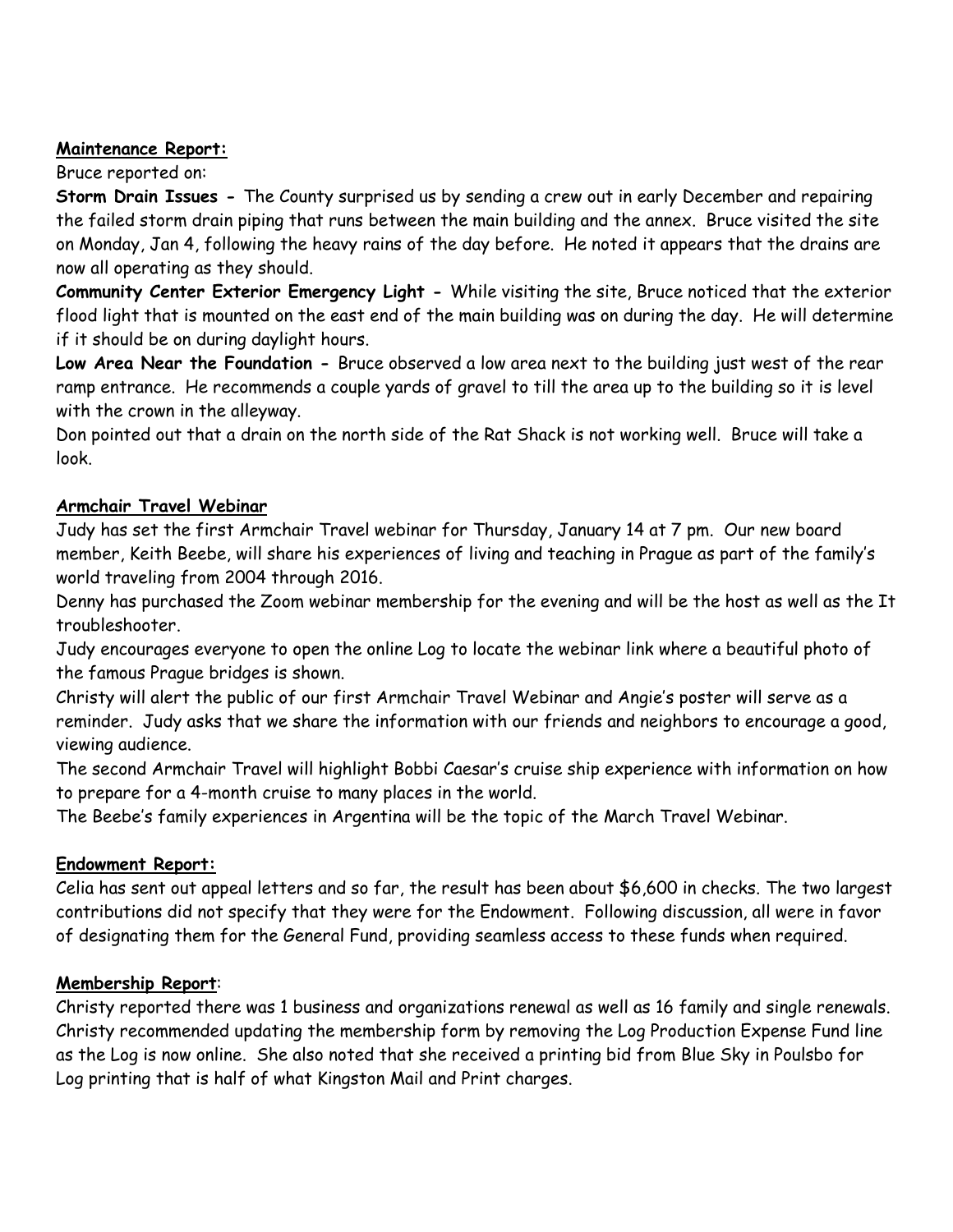**<u>Maintenance Report:</u>**

Bruce reported on:

**Storm Drain Issues -** The County surprised us by sending a crew out in early December and repairing the failed storm drain piping that runs between the main building and the annex. Bruce visited the site on Monday, Jan 4, following the heavy rains of the day before. He noted it appears that the drains are now all operating as they should.

**Community Center Exterior Emergency Light -** While visiting the site, Bruce noticed that the exterior flood light that is mounted on the east end of the main building was on during the day. He will determine if it should be on during daylight hours.

**Low Area Near the Foundation -** Bruce observed a low area next to the building just west of the rear ramp entrance. He recommends a couple yards of gravel to till the area up to the building so it is level with the crown in the alleyway.

Don pointed out that a drain on the north side of the Rat Shack is not working well. Bruce will take a look.

**<u>Armchair Travel Webinar</u>**

Judy has set the first Armchair Travel webinar for Thursday, January 14 at 7 pm. Our new board member, Keith Beebe, will share his experiences of living and teaching in Prague as part of the family's world traveling from 2004 through 2016.

Denny has purchased the Zoom webinar membership for the evening and will be the host as well as the It troubleshooter.

Judy encourages everyone to open the online Log to locate the webinar link where a beautiful photo of the famous Prague bridges is shown.

Christy will alert the public of our first Armchair Travel Webinar and Angie's poster will serve as a reminder. Judy asks that we share the information with our friends and neighbors to encourage a good, viewing audience.

The second Armchair Travel will highlight Bobbi Caesar's cruise ship experience with information on how to prepare for a 4-month cruise to many places in the world.

The Beebe's family experiences in Argentina will be the topic of the March Travel Webinar.

**<u>Endowment Report:</u>**

Celia has sent out appeal letters and so far, the result has been about $6,600 in checks. The two largest contributions did not specify that they were for the Endowment. Following discussion, all were in favor of designating them for the General Fund, providing seamless access to these funds when required.

**<u>Membership Report</u>**:

Christy reported there was 1 business and organizations renewal as well as 16 family and single renewals. Christy recommended updating the membership form by removing the Log Production Expense Fund line as the Log is now online. She also noted that she received a printing bid from Blue Sky in Poulsbo for Log printing that is half of what Kingston Mail and Print charges.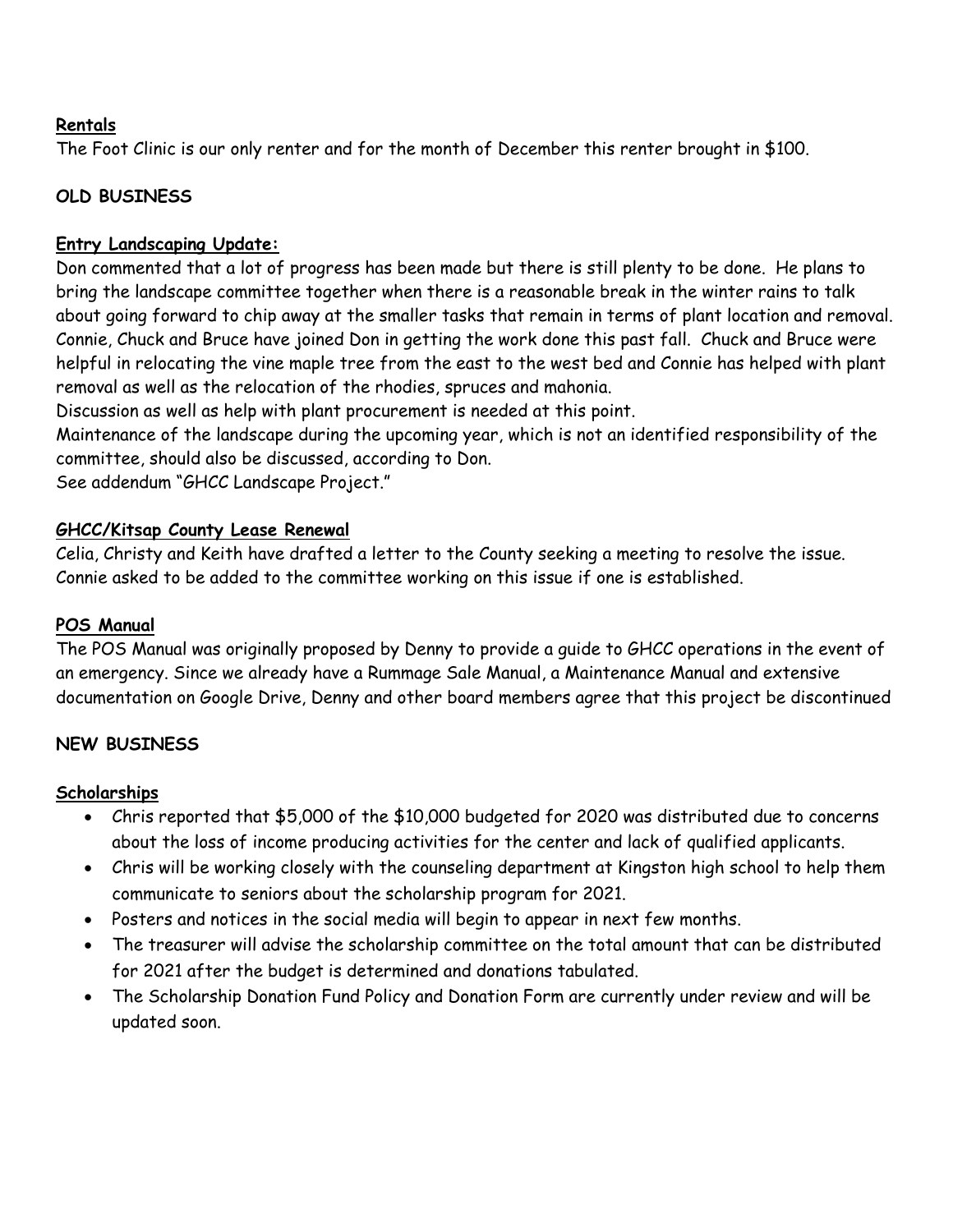**Rentals**

The Foot Clinic is our only renter and for the month of December this renter brought in $100.

## OLD BUSINESS

**Entry Landscaping Update:**

Don commented that a lot of progress has been made but there is still plenty to be done. He plans to bring the landscape committee together when there is a reasonable break in the winter rains to talk about going forward to chip away at the smaller tasks that remain in terms of plant location and removal. Connie, Chuck and Bruce have joined Don in getting the work done this past fall. Chuck and Bruce were helpful in relocating the vine maple tree from the east to the west bed and Connie has helped with plant removal as well as the relocation of the rhodies, spruces and mahonia.

Discussion as well as help with plant procurement is needed at this point.

Maintenance of the landscape during the upcoming year, which is not an identified responsibility of the committee, should also be discussed, according to Don.

See addendum "GHCC Landscape Project."

**GHCC/Kitsap County Lease Renewal**

Celia, Christy and Keith have drafted a letter to the County seeking a meeting to resolve the issue. Connie asked to be added to the committee working on this issue if one is established.

**POS Manual**

The POS Manual was originally proposed by Denny to provide a guide to GHCC operations in the event of an emergency. Since we already have a Rummage Sale Manual, a Maintenance Manual and extensive documentation on Google Drive, Denny and other board members agree that this project be discontinued

## NEW BUSINESS

**Scholarships**

- Chris reported that $5,000 of the $10,000 budgeted for 2020 was distributed due to concerns about the loss of income producing activities for the center and lack of qualified applicants.
- Chris will be working closely with the counseling department at Kingston high school to help them communicate to seniors about the scholarship program for 2021.
- Posters and notices in the social media will begin to appear in next few months.
- The treasurer will advise the scholarship committee on the total amount that can be distributed for 2021 after the budget is determined and donations tabulated.
- The Scholarship Donation Fund Policy and Donation Form are currently under review and will be updated soon.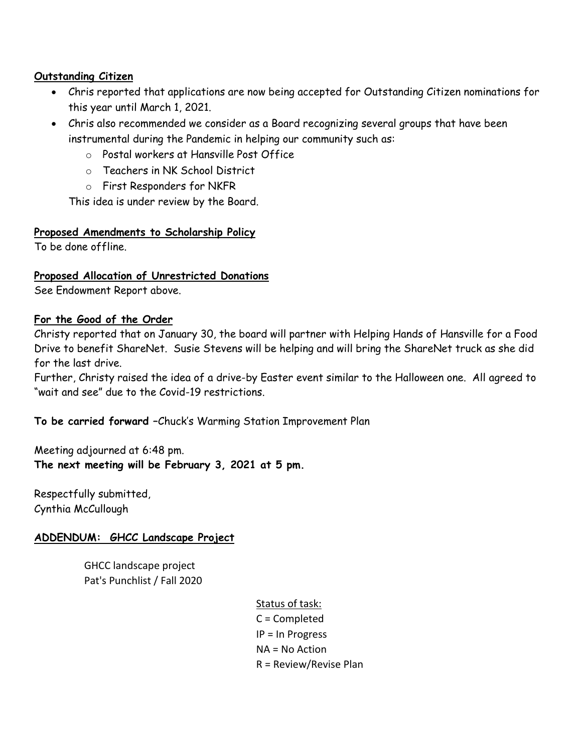**Outstanding Citizen**

- Chris reported that applications are now being accepted for Outstanding Citizen nominations for this year until March 1, 2021.
- Chris also recommended we consider as a Board recognizing several groups that have been instrumental during the Pandemic in helping our community such as:
  - Postal workers at Hansville Post Office
  - Teachers in NK School District
  - First Responders for NKFR

  This idea is under review by the Board.

**Proposed Amendments to Scholarship Policy**

To be done offline.

**Proposed Allocation of Unrestricted Donations**

See Endowment Report above.

**For the Good of the Order**

Christy reported that on January 30, the board will partner with Helping Hands of Hansville for a Food Drive to benefit ShareNet. Susie Stevens will be helping and will bring the ShareNet truck as she did for the last drive.

Further, Christy raised the idea of a drive-by Easter event similar to the Halloween one. All agreed to "wait and see" due to the Covid-19 restrictions.

**To be carried forward** –Chuck's Warming Station Improvement Plan

Meeting adjourned at 6:48 pm.

**The next meeting will be February 3, 2021 at 5 pm.**

Respectfully submitted,
Cynthia McCullough

**ADDENDUM: GHCC Landscape Project**

GHCC landscape project
Pat's Punchlist / Fall 2020

Status of task:
C = Completed
IP = In Progress
NA = No Action
R = Review/Revise Plan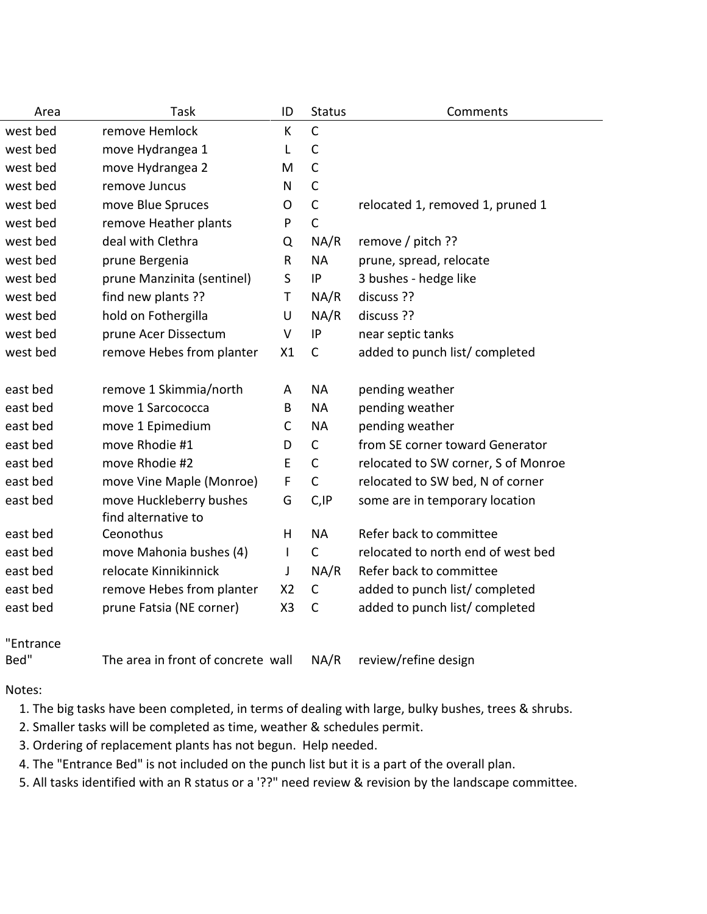| Area | Task | ID | Status | Comments |
|---|---|---|---|---|
| west bed | remove Hemlock | K | C | |
| west bed | move Hydrangea 1 | L | C | |
| west bed | move Hydrangea 2 | M | C | |
| west bed | remove Juncus | N | C | |
| west bed | move Blue Spruces | O | C | relocated 1, removed 1, pruned 1 |
| west bed | remove Heather plants | P | C | |
| west bed | deal with Clethra | Q | NA/R | remove / pitch ?? |
| west bed | prune Bergenia | R | NA | prune, spread, relocate |
| west bed | prune Manzinita (sentinel) | S | IP | 3 bushes - hedge like |
| west bed | find new plants ?? | T | NA/R | discuss ?? |
| west bed | hold on Fothergilla | U | NA/R | discuss ?? |
| west bed | prune Acer Dissectum | V | IP | near septic tanks |
| west bed | remove Hebes from planter | X1 | C | added to punch list/ completed |
| | | | | |
| east bed | remove 1 Skimmia/north | A | NA | pending weather |
| east bed | move 1 Sarcococca | B | NA | pending weather |
| east bed | move 1 Epimedium | C | NA | pending weather |
| east bed | move Rhodie #1 | D | C | from SE corner toward Generator |
| east bed | move Rhodie #2 | E | C | relocated to SW corner, S of Monroe |
| east bed | move Vine Maple (Monroe) | F | C | relocated to SW bed, N of corner |
| east bed | move Huckleberry bushes | G | C,IP | some are in temporary location |
| east bed | find alternative to Ceonothus | H | NA | Refer back to committee |
| east bed | move Mahonia bushes (4) | I | C | relocated to north end of west bed |
| east bed | relocate Kinnikinnick | J | NA/R | Refer back to committee |
| east bed | remove Hebes from planter | X2 | C | added to punch list/ completed |
| east bed | prune Fatsia (NE corner) | X3 | C | added to punch list/ completed |
| | | | | |
| "Entrance Bed" | The area in front of concrete wall | | NA/R | review/refine design |

Notes:

1. The big tasks have been completed, in terms of dealing with large, bulky bushes, trees & shrubs.
2. Smaller tasks will be completed as time, weather & schedules permit.
3. Ordering of replacement plants has not begun. Help needed.
4. The "Entrance Bed" is not included on the punch list but it is a part of the overall plan.
5. All tasks identified with an R status or a '??" need review & revision by the landscape committee.